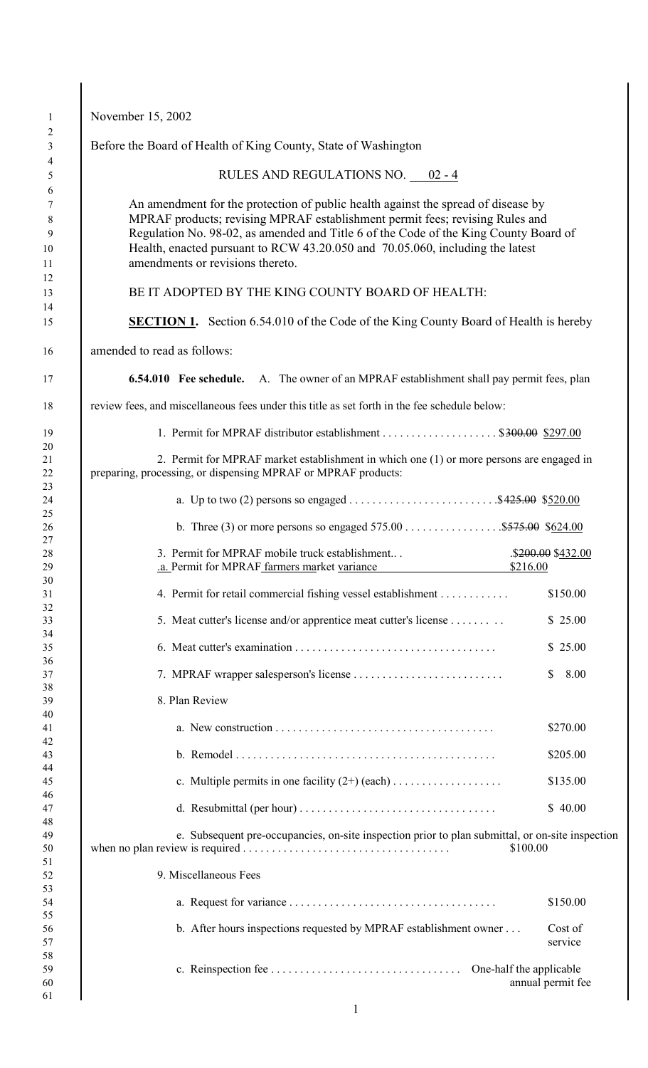November 15, 2002

Before the Board of Health of King County, State of Washington

RULES AND REGULATIONS NO. 02 - 4

An amendment for the protection of public health against the spread of disease by MPRAF products; revising MPRAF establishment permit fees; revising Rules and Regulation No. 98-02, as amended and Title 6 of the Code of the King County Board of Health, enacted pursuant to RCW 43.20.050 and 70.05.060, including the latest amendments or revisions thereto.

BE IT ADOPTED BY THE KING COUNTY BOARD OF HEALTH:

**SECTION 1.** Section 6.54.010 of the Code of the King County Board of Health is hereby amended to read as follows:

**6.54.010 Fee schedule.** A. The owner of an MPRAF establishment shall pay permit fees, plan review fees, and miscellaneous fees under this title as set forth in the fee schedule below:

1. Permit for MPRAF distributor establishment . . . . . . . . . . . . . . . . . . . . $~~300.00~~ $297.00

2. Permit for MPRAF market establishment in which one (1) or more persons are engaged in preparing, processing, or dispensing MPRAF or MPRAF products:

   a. Up to two (2) persons so engaged . . . . . . . . . . . . . . . . . . . . . . . . . .$~~425.00~~ $520.00

   b. Three (3) or more persons so engaged 575.00 . . . . . . . . . . . . . . . . .$~~575.00~~ $624.00

3. Permit for MPRAF mobile truck establishment.. . .$~~200.00~~ $432.00

   .a. Permit for MPRAF farmers market variance $216.00

4. Permit for retail commercial fishing vessel establishment . . . . . . . . . . . . $150.00

5. Meat cutter's license and/or apprentice meat cutter's license . . . . . . . . . $ 25.00

6. Meat cutter's examination . . . . . . . . . . . . . . . . . . . . . . . . . . . . . . . . . . . $ 25.00

7. MPRAF wrapper salesperson's license . . . . . . . . . . . . . . . . . . . . . . . . . . $ 8.00

8. Plan Review

   a. New construction . . . . . . . . . . . . . . . . . . . . . . . . . . . . . . . . . . . . . . $270.00

   b. Remodel . . . . . . . . . . . . . . . . . . . . . . . . . . . . . . . . . . . . . . . . . . . . . $205.00

   c. Multiple permits in one facility (2+) (each) . . . . . . . . . . . . . . . . . . . $135.00

   d. Resubmittal (per hour) . . . . . . . . . . . . . . . . . . . . . . . . . . . . . . . . . . $ 40.00

   e. Subsequent pre-occupancies, on-site inspection prior to plan submittal, or on-site inspection when no plan review is required . . . . . . . . . . . . . . . . . . . . . . . . . . . . . . . . . . . . $100.00

9. Miscellaneous Fees

   a. Request for variance . . . . . . . . . . . . . . . . . . . . . . . . . . . . . . . . . . . . $150.00

   b. After hours inspections requested by MPRAF establishment owner . . . Cost of service

   c. Reinspection fee . . . . . . . . . . . . . . . . . . . . . . . . . . . . . . . . . One-half the applicable annual permit fee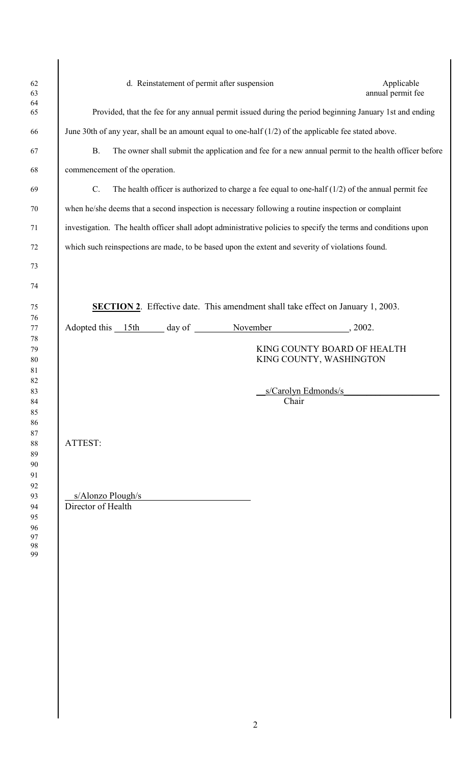d. Reinstatement of permit after suspension — Applicable annual permit fee

Provided, that the fee for any annual permit issued during the period beginning January 1st and ending June 30th of any year, shall be an amount equal to one-half (1/2) of the applicable fee stated above.

B. The owner shall submit the application and fee for a new annual permit to the health officer before commencement of the operation.

C. The health officer is authorized to charge a fee equal to one-half (1/2) of the annual permit fee when he/she deems that a second inspection is necessary following a routine inspection or complaint investigation. The health officer shall adopt administrative policies to specify the terms and conditions upon which such reinspections are made, to be based upon the extent and severity of violations found.

**SECTION 2**. Effective date. This amendment shall take effect on January 1, 2003.

Adopted this 15th day of November, 2002.

KING COUNTY BOARD OF HEALTH
KING COUNTY, WASHINGTON

s/Carolyn Edmonds/s
Chair

ATTEST:

s/Alonzo Plough/s
Director of Health